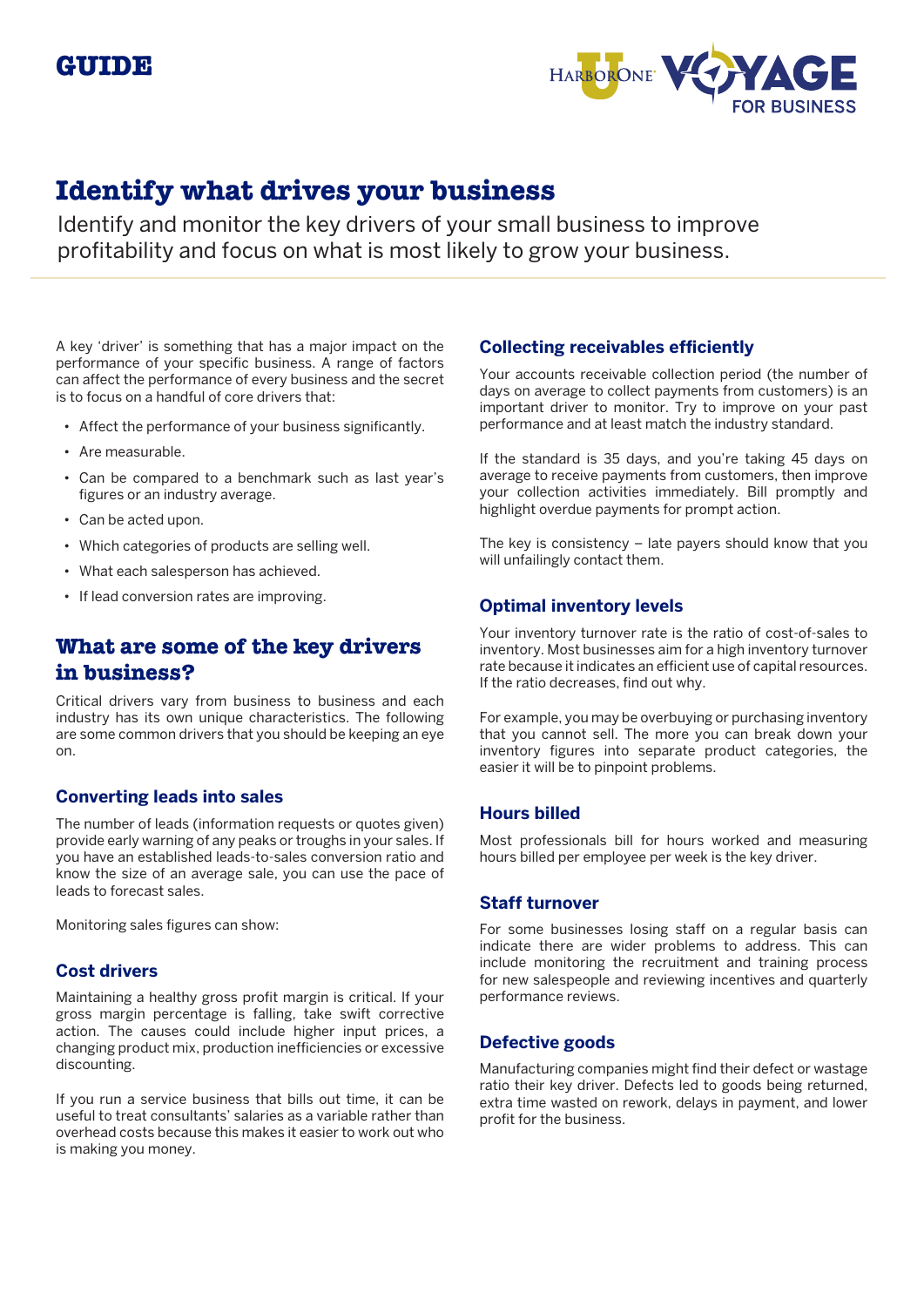GUIDE

# Identify what drives your business

Identify and monitor the key drivers of your small business to improve profitability and focus on what is most likely to grow your business.

A key 'driver' is something that has a major impact on the performance of your specific business. A range of factors can affect the performance of every business and the secret is to focus on a handful of core drivers that:

- Affect the performance of your business significantly.
- Are measurable.
- Can be compared to a benchmark such as last year's figures or an industry average.
- Can be acted upon.
- Which categories of products are selling well.
- What each salesperson has achieved.
- If lead conversion rates are improving.

## What are some of the key drivers in business?

Critical drivers vary from business to business and each industry has its own unique characteristics. The following are some common drivers that you should be keeping an eye on.

### Converting leads into sales

The number of leads (information requests or quotes given) provide early warning of any peaks or troughs in your sales. If you have an established leads-to-sales conversion ratio and know the size of an average sale, you can use the pace of leads to forecast sales.

Monitoring sales figures can show:

### Cost drivers

Maintaining a healthy gross profit margin is critical. If your gross margin percentage is falling, take swift corrective action. The causes could include higher input prices, a changing product mix, production inefficiencies or excessive discounting.

If you run a service business that bills out time, it can be useful to treat consultants' salaries as a variable rather than overhead costs because this makes it easier to work out who is making you money.

### Collecting receivables efficiently

Your accounts receivable collection period (the number of days on average to collect payments from customers) is an important driver to monitor. Try to improve on your past performance and at least match the industry standard.

If the standard is 35 days, and you're taking 45 days on average to receive payments from customers, then improve your collection activities immediately. Bill promptly and highlight overdue payments for prompt action.

The key is consistency – late payers should know that you will unfailingly contact them.

### Optimal inventory levels

Your inventory turnover rate is the ratio of cost-of-sales to inventory. Most businesses aim for a high inventory turnover rate because it indicates an efficient use of capital resources. If the ratio decreases, find out why.

For example, you may be overbuying or purchasing inventory that you cannot sell. The more you can break down your inventory figures into separate product categories, the easier it will be to pinpoint problems.

### Hours billed

Most professionals bill for hours worked and measuring hours billed per employee per week is the key driver.

### Staff turnover

For some businesses losing staff on a regular basis can indicate there are wider problems to address. This can include monitoring the recruitment and training process for new salespeople and reviewing incentives and quarterly performance reviews.

### Defective goods

Manufacturing companies might find their defect or wastage ratio their key driver. Defects led to goods being returned, extra time wasted on rework, delays in payment, and lower profit for the business.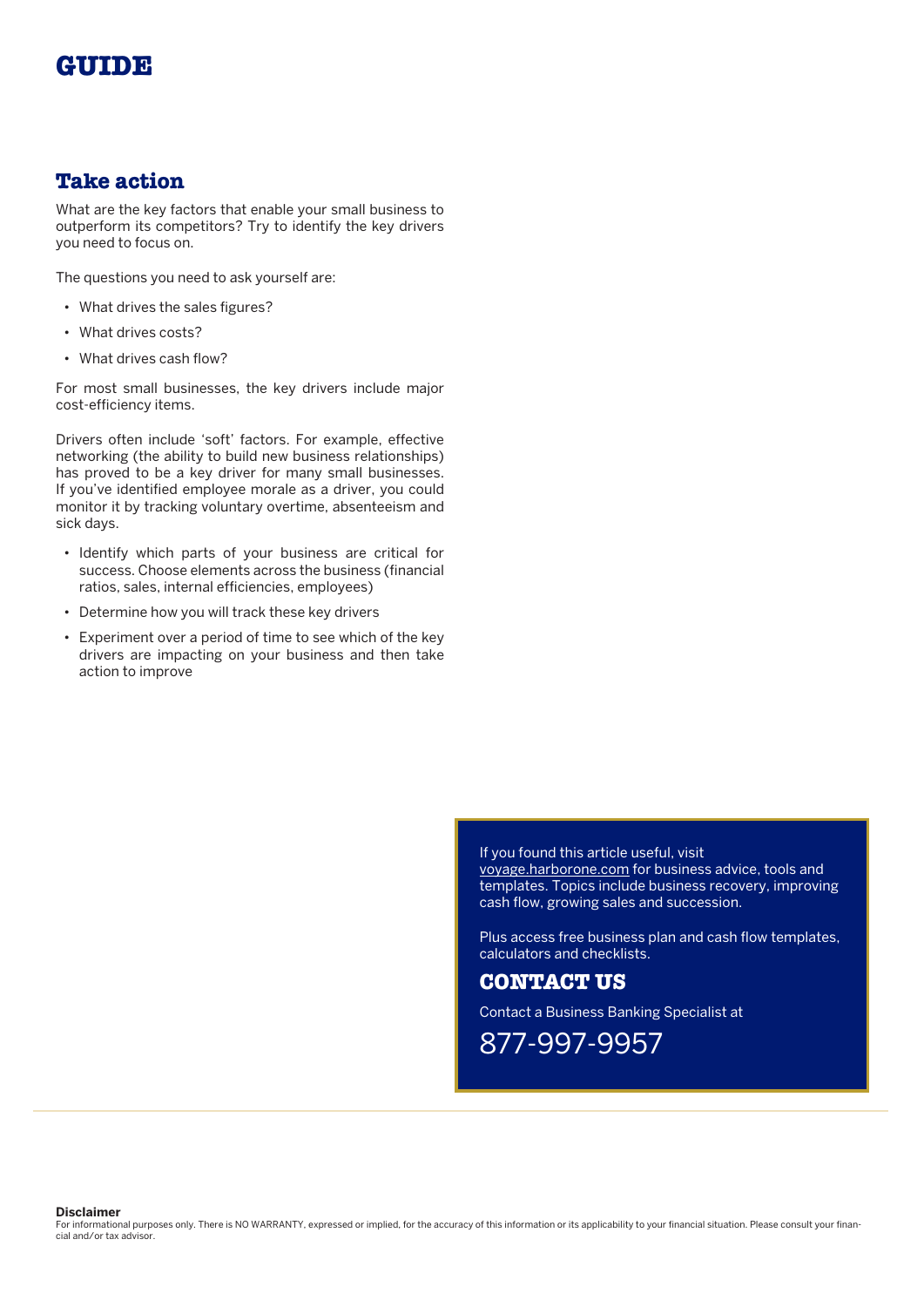## Take action

What are the key factors that enable your small business to outperform its competitors? Try to identify the key drivers you need to focus on.

The questions you need to ask yourself are:

- What drives the sales figures?
- What drives costs?
- What drives cash flow?

For most small businesses, the key drivers include major cost-efficiency items.

Drivers often include 'soft' factors. For example, effective networking (the ability to build new business relationships) has proved to be a key driver for many small businesses. If you've identified employee morale as a driver, you could monitor it by tracking voluntary overtime, absenteeism and sick days.

- Identify which parts of your business are critical for success. Choose elements across the business (financial ratios, sales, internal efficiencies, employees)
- Determine how you will track these key drivers
- Experiment over a period of time to see which of the key drivers are impacting on your business and then take action to improve

If you found this article useful, visit voyage.harborone.com for business advice, tools and templates. Topics include business recovery, improving cash flow, growing sales and succession.

Plus access free business plan and cash flow templates, calculators and checklists.

### CONTACT US

Contact a Business Banking Specialist at

877-997-9957

**Disclaimer**
For informational purposes only. There is NO WARRANTY, expressed or implied, for the accuracy of this information or its applicability to your financial situation. Please consult your financial and/or tax advisor.